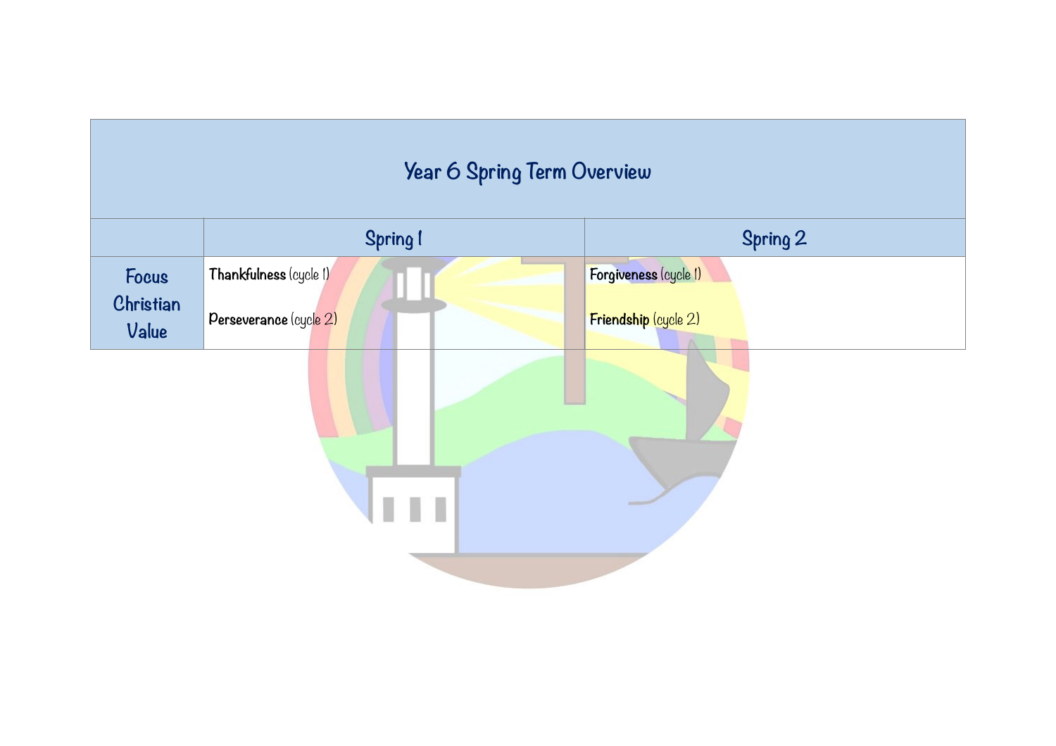| Year 6 Spring Term Overview | | |
|---|---|---|
| | Spring 1 | Spring 2 |
| Focus Christian Value | **Thankfulness** (cycle 1)<br><br>**Perseverance** (cycle 2) | **Forgiveness** (cycle 1)<br><br>**Friendship** (cycle 2) |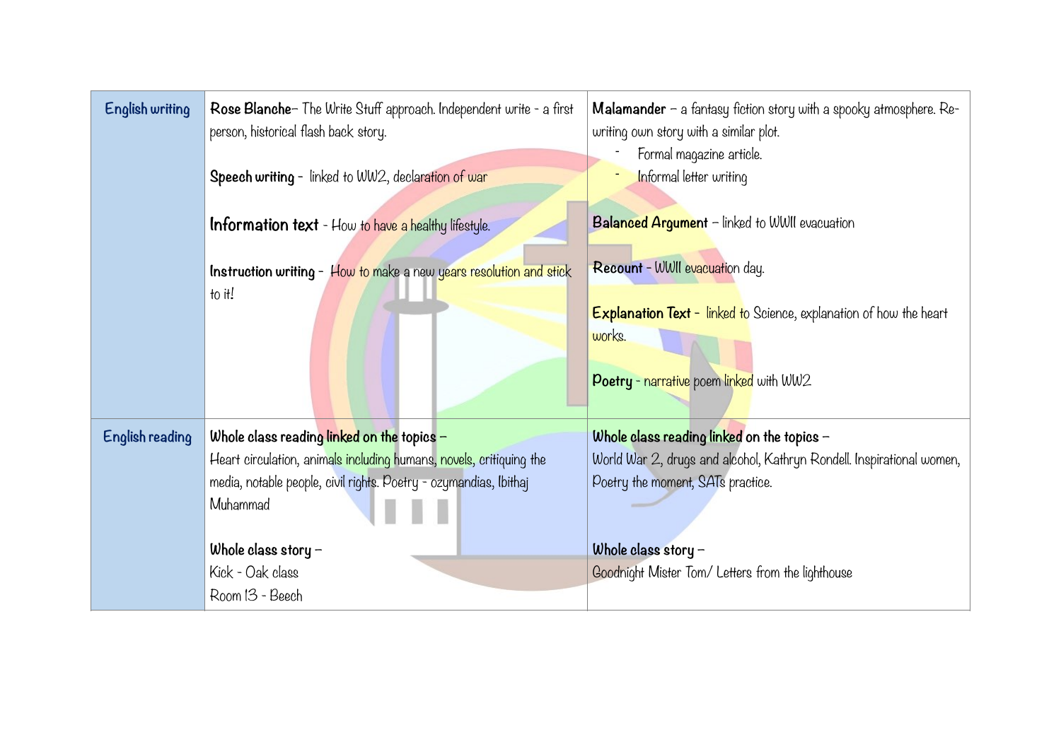| English writing | **Rose Blanche**– The Write Stuff approach. Independent write - a first person, historical flash back story.<br><br>**Speech writing** - linked to WW2, declaration of war<br><br>**Information text** - How to have a healthy lifestyle.<br><br>**Instruction writing** - How to make a new years resolution and stick to it! | **Malamander** – a fantasy fiction story with a spooky atmosphere. Re-writing own story with a similar plot.<br>- Formal magazine article.<br>- Informal letter writing<br><br>**Balanced Argument** – linked to WWII evacuation<br><br>**Recount** - WWII evacuation day.<br><br>**Explanation Text** - linked to Science, explanation of how the heart works.<br><br>**Poetry** - narrative poem linked with WW2 |
|---|---|---|
| English reading | **Whole class reading linked on the topics** –<br>Heart circulation, animals including humans, novels, critiquing the media, notable people, civil rights. Poetry - ozymandias, Ibithaj Muhammad<br><br>**Whole class story** –<br>Kick - Oak class<br>Room 13 - Beech | **Whole class reading linked on the topics** –<br>World War 2, drugs and alcohol, Kathryn Rondell. Inspirational women, Poetry the moment, SATs practice.<br><br>**Whole class story** –<br>Goodnight Mister Tom/ Letters from the lighthouse |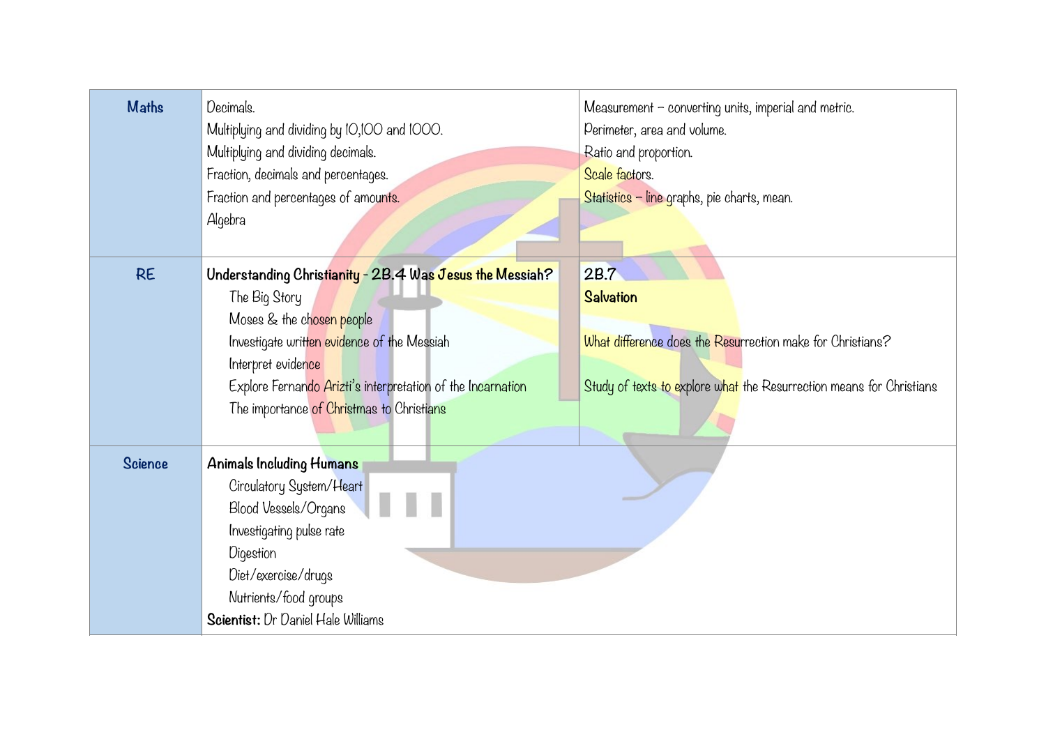| Maths | Decimals.<br>Multiplying and dividing by 10,100 and 1000.<br>Multiplying and dividing decimals.<br>Fraction, decimals and percentages.<br>Fraction and percentages of amounts.<br>Algebra | Measurement – converting units, imperial and metric.<br>Perimeter, area and volume.<br>Ratio and proportion.<br>Scale factors.<br>Statistics – line graphs, pie charts, mean. |
|---|---|---|
| RE | **Understanding Christianity - 2B.4 Was Jesus the Messiah?**<br>The Big Story<br>Moses & the chosen people<br>Investigate written evidence of the Messiah<br>Interpret evidence<br>Explore Fernando Arizti's interpretation of the Incarnation<br>The importance of Christmas to Christians | **2B.7**<br>**Salvation**<br><br>What difference does the Resurrection make for Christians?<br><br>Study of texts to explore what the Resurrection means for Christians |
| Science | **Animals Including Humans**<br>Circulatory System/Heart<br>Blood Vessels/Organs<br>Investigating pulse rate<br>Digestion<br>Diet/exercise/drugs<br>Nutrients/food groups<br>**Scientist:** Dr Daniel Hale Williams | |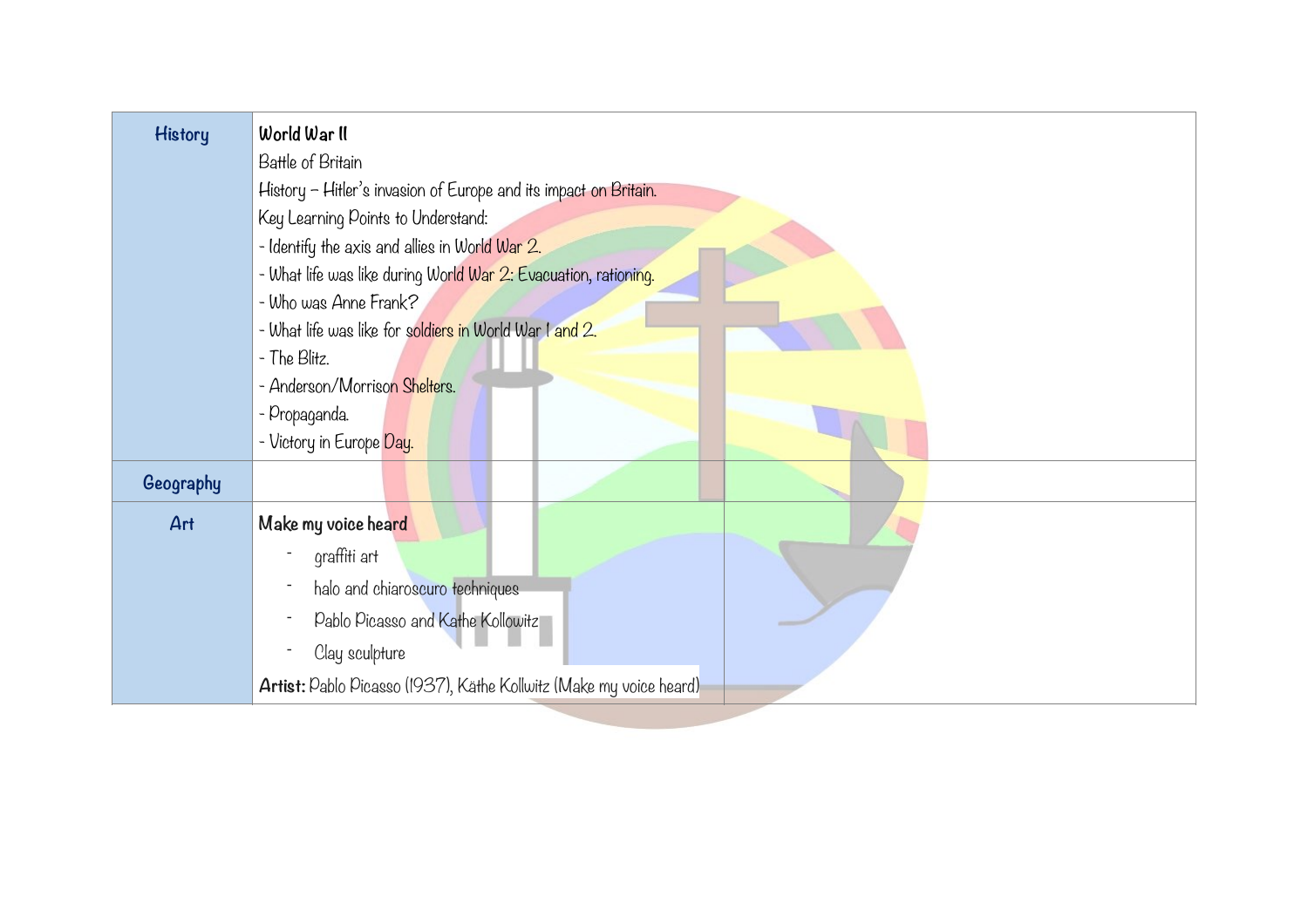| | | |
|---|---|---|
| **History** | **World War II**<br>Battle of Britain<br>History – Hitler's invasion of Europe and its impact on Britain.<br>Key Learning Points to Understand:<br>- Identify the axis and allies in World War 2.<br>- What life was like during World War 2: Evacuation, rationing.<br>- Who was Anne Frank?<br>- What life was like for soldiers in World War I and 2.<br>- The Blitz.<br>- Anderson/Morrison Shelters.<br>- Propaganda.<br>- Victory in Europe Day. | |
| **Geography** | | |
| **Art** | **Make my voice heard**<br>- graffiti art<br>- halo and chiaroscuro techniques<br>- Pablo Picasso and Kathe Kollowitz<br>- Clay sculpture<br>**Artist:** Pablo Picasso (1937), Käthe Kollwitz (Make my voice heard) | |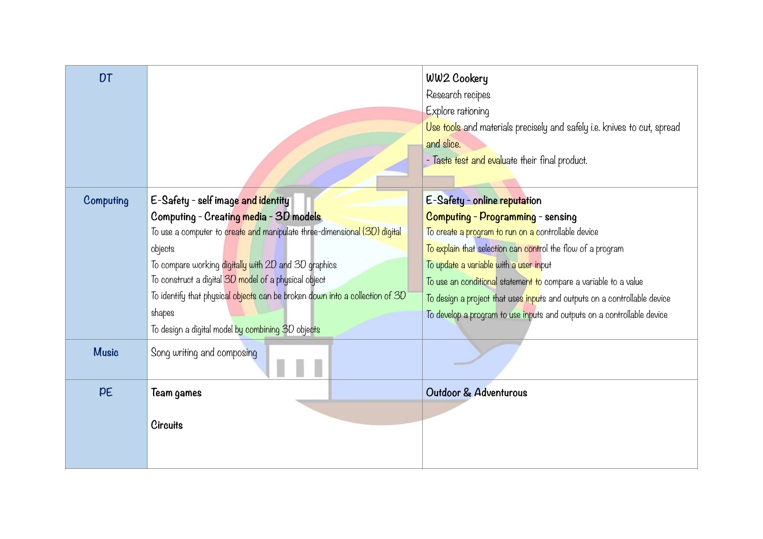| DT | | **WW2 Cookery**<br>Research recipes<br>Explore rationing<br>Use tools and materials precisely and safely i.e. knives to cut, spread and slice.<br>- Taste test and evaluate their final product. |
|---|---|---|
| Computing | **E-Safety - self image and identity**<br>**Computing - Creating media - 3D models**<br>To use a computer to create and manipulate three-dimensional (3D) digital objects<br>To compare working digitally with 2D and 3D graphics<br>To construct a digital 3D model of a physical object<br>To identify that physical objects can be broken down into a collection of 3D shapes<br>To design a digital model by combining 3D objects | **E-Safety - online reputation**<br>**Computing - Programming - sensing**<br>To create a program to run on a controllable device<br>To explain that selection can control the flow of a program<br>To update a variable with a user input<br>To use an conditional statement to compare a variable to a value<br>To design a project that uses inputs and outputs on a controllable device<br>To develop a program to use inputs and outputs on a controllable device |
| Music | Song writing and composing | |
| PE | **Team games**<br><br>**Circuits** | **Outdoor & Adventurous** |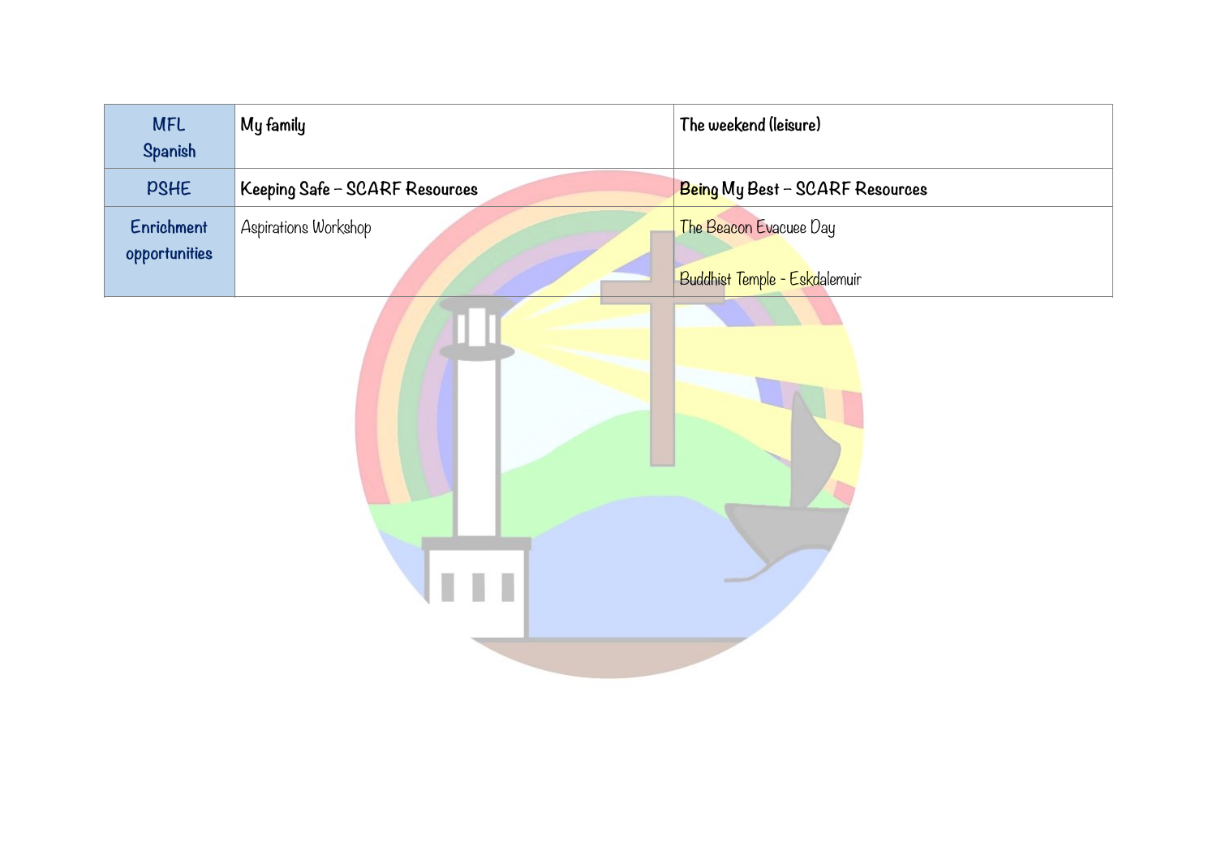| | | |
|---|---|---|
| MFL Spanish | My family | The weekend (leisure) |
| PSHE | **Keeping Safe – SCARF Resources** | **Being My Best – SCARF Resources** |
| Enrichment opportunities | Aspirations Workshop | The Beacon Evacuee Day<br><br>Buddhist Temple - Eskdalemuir |